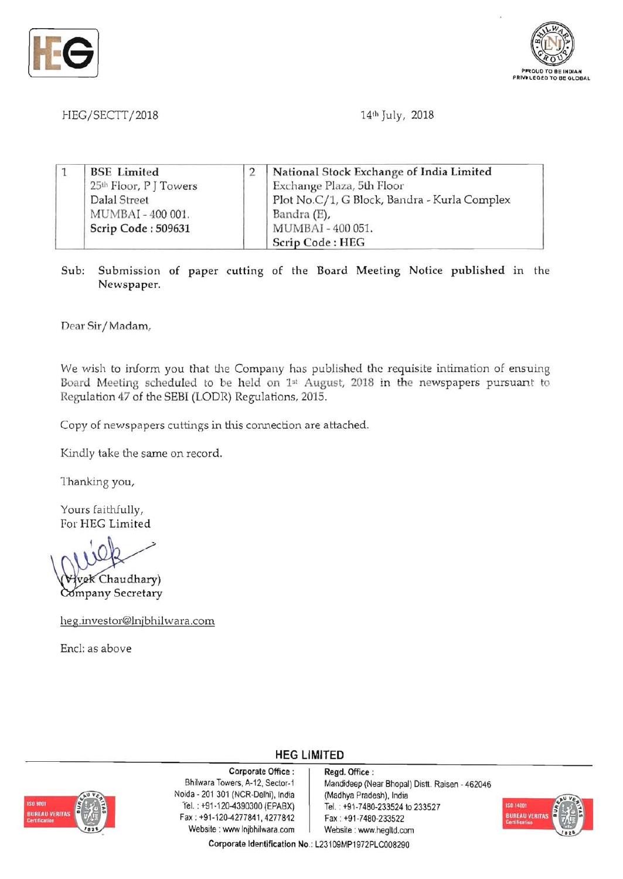HEG/SECTT/2018

14th July, 2018

| 1 | **BSE Limited**<br>25th Floor, P J Towers<br>Dalal Street<br>MUMBAI - 400 001.<br>**Scrip Code : 509631** | 2 | **National Stock Exchange of India Limited**<br>Exchange Plaza, 5th Floor<br>Plot No.C/1, G Block, Bandra - Kurla Complex<br>Bandra (E),<br>MUMBAI - 400 051.<br>**Scrip Code : HEG** |
|---|---|---|---|

Sub: Submission of paper cutting of the **Board Meeting Notice published** in the Newspaper.

Dear Sir/Madam,

We wish to inform you that the Company has published the requisite intimation of ensuing Board Meeting scheduled to be held on 1st August, 2018 in the newspapers pursuant to Regulation 47 of the SEBI (LODR) Regulations, 2015.

Copy of newspapers cuttings in this connection are attached.

Kindly take the same on record.

Thanking you,

Yours faithfully,
For HEG Limited

(Vivek Chaudhary)
Company Secretary

heg.investor@lnjbhilwara.com

Encl: as above

**HEG LIMITED**

**Corporate Office :**
Bhilwara Towers, A-12, Sector-1
Noida - 201 301 (NCR-Delhi), India
Tel. : +91-120-4390300 (EPABX)
Fax : +91-120-4277841, 4277842
Website : www.lnjbhilwara.com

**Regd. Office :**
Mandideep (Near Bhopal) Distt. Raisen - 462046
(Madhya Pradesh), India
Tel. : +91-7480-233524 to 233527
Fax : +91-7480-233522
Website : www.hegltd.com

**Corporate Identification No.:** L23109MP1972PLC008290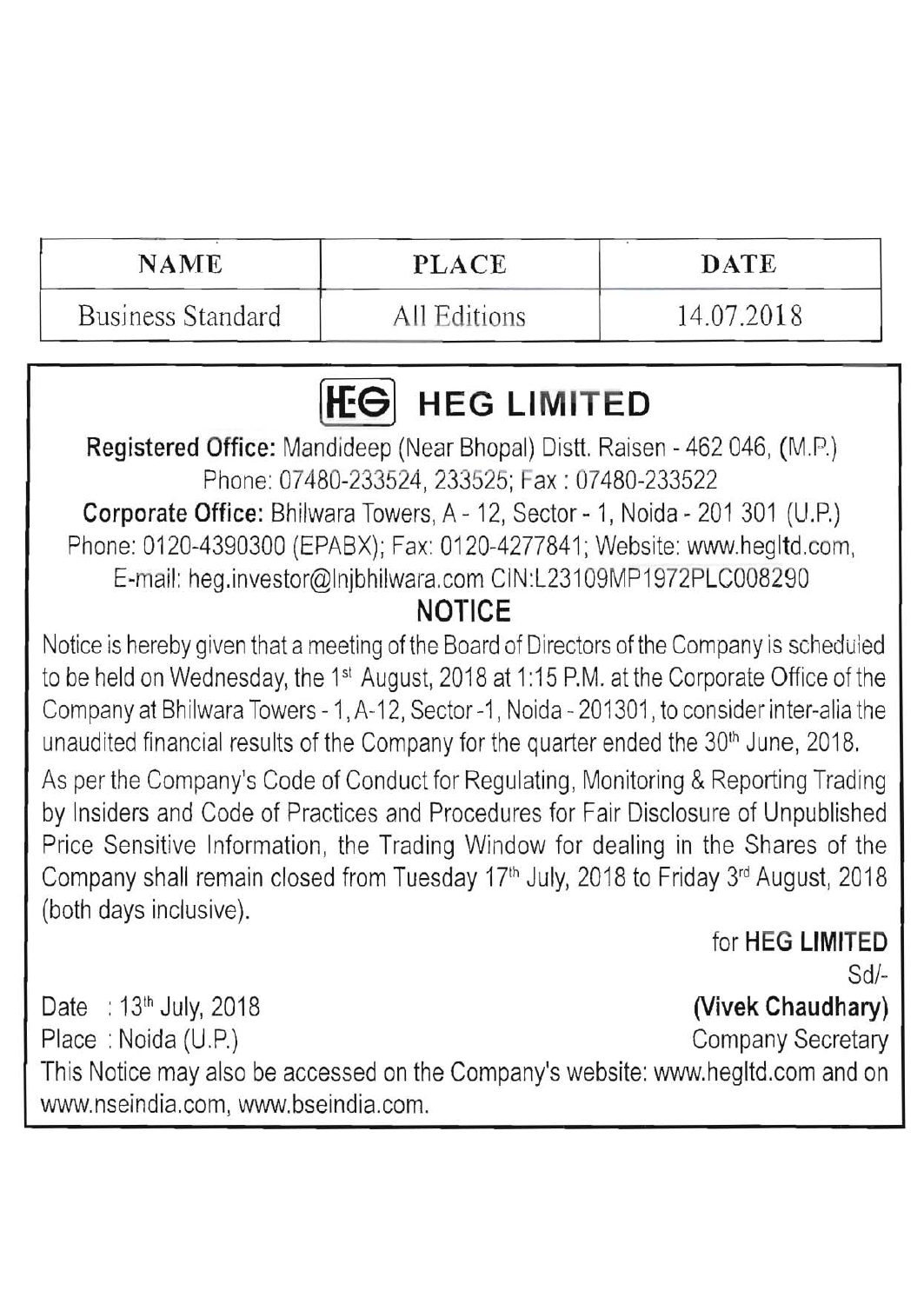| NAME | PLACE | DATE |
| --- | --- | --- |
| Business Standard | All Editions | 14.07.2018 |

# HEG LIMITED

**Registered Office:** Mandideep (Near Bhopal) Distt. Raisen - 462 046, (M.P.)
Phone: 07480-233524, 233525; Fax : 07480-233522

**Corporate Office:** Bhilwara Towers, A - 12, Sector - 1, Noida - 201 301 (U.P.)
Phone: 0120-4390300 (EPABX); Fax: 0120-4277841; Website: www.hegltd.com,
E-mail: heg.investor@lnjbhilwara.com CIN:L23109MP1972PLC008290

## NOTICE

Notice is hereby given that a meeting of the Board of Directors of the Company is scheduled to be held on Wednesday, the 1st August, 2018 at 1:15 P.M. at the Corporate Office of the Company at Bhilwara Towers - 1, A-12, Sector -1, Noida - 201301, to consider inter-alia the unaudited financial results of the Company for the quarter ended the 30th June, 2018.

As per the Company's Code of Conduct for Regulating, Monitoring & Reporting Trading by Insiders and Code of Practices and Procedures for Fair Disclosure of Unpublished Price Sensitive Information, the Trading Window for dealing in the Shares of the Company shall remain closed from Tuesday 17th July, 2018 to Friday 3rd August, 2018 (both days inclusive).

for **HEG LIMITED**

Sd/-

**(Vivek Chaudhary)**

Company Secretary

Date : 13th July, 2018
Place : Noida (U.P.)

This Notice may also be accessed on the Company's website: www.hegltd.com and on www.nseindia.com, www.bseindia.com.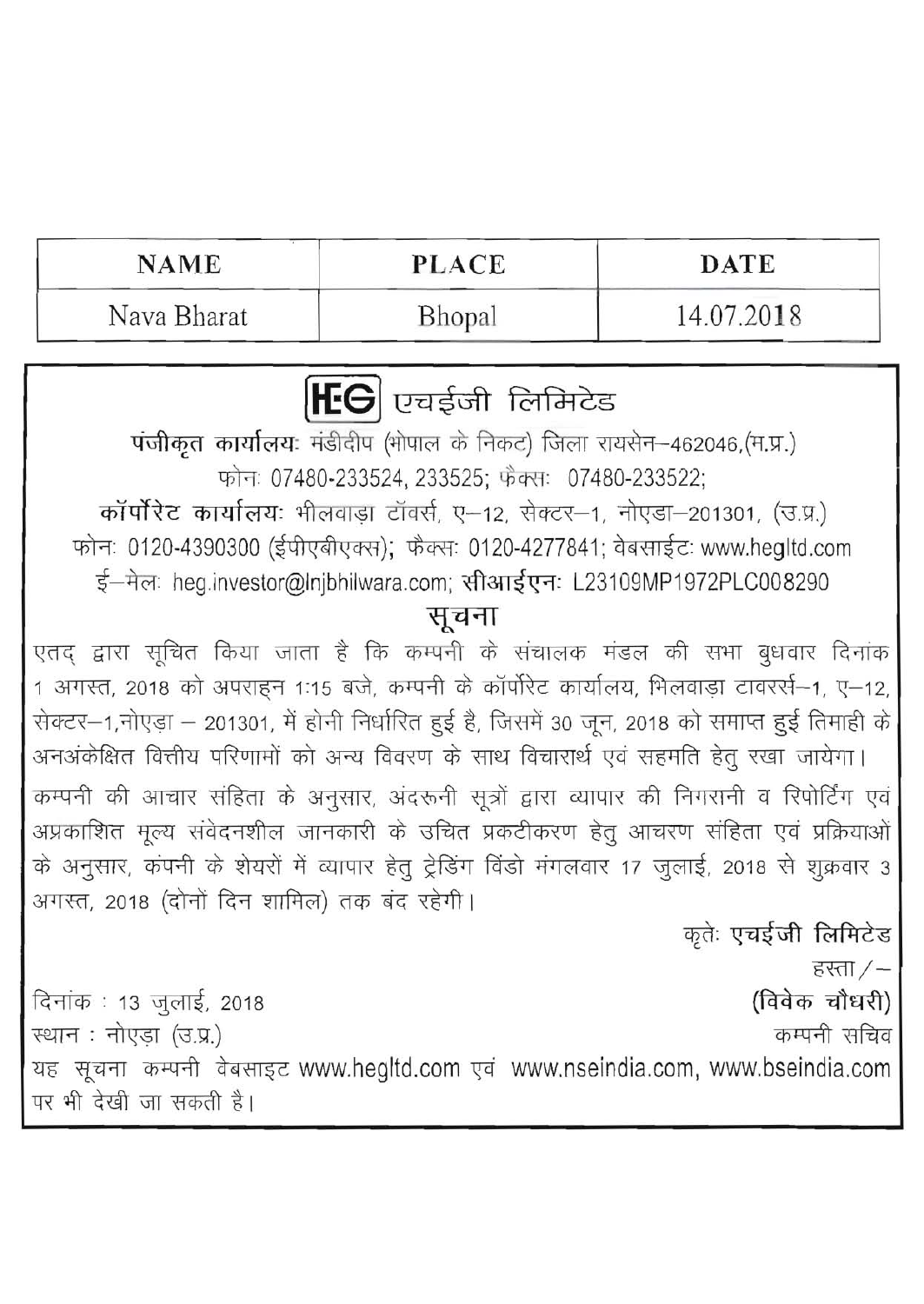| NAME | PLACE | DATE |
| --- | --- | --- |
| Nava Bharat | Bhopal | 14.07.2018 |

# HEG एचईजी लिमिटेड

**पंजीकृत कार्यालयः** मंडीदीप (भोपाल के निकट) जिला रायसेन–462046,(म.प्र.)
फोनः 07480-233524, 233525; फैक्सः 07480-233522;
**कॉर्पोरेट कार्यालयः** भीलवाड़ा टॉवर्स, ए–12, सेक्टर–1, नोएडा–201301, (उ.प्र.)
फोनः 0120-4390300 (ईपीएबीएक्स); फैक्सः 0120-4277841; वेबसाईटः www.hegltd.com
ई–मेलः heg.investor@lnjbhilwara.com; **सीआईएनः** L23109MP1972PLC008290

## सूचना

एतद् द्वारा सूचित किया जाता है कि कम्पनी के संचालक मंडल की सभा बुधवार दिनांक 1 अगस्त, 2018 को अपराह्न 1:15 बजे, कम्पनी के कॉर्पोरेट कार्यालय, भिलवाड़ा टावरर्स–1, ए–12, सेक्टर–1,नोएडा – 201301, में होनी निर्धारित हुई है, जिसमें 30 जून, 2018 को समाप्त हुई तिमाही के अनअंकेक्षित वित्तीय परिणामों को अन्य विवरण के साथ विचारार्थ एवं सहमति हेतु रखा जायेगा।

कम्पनी की आचार संहिता के अनुसार, अंदरूनी सूत्रों द्वारा व्यापार की निगरानी व रिपोर्टिंग एवं अप्रकाशित मूल्य संवेदनशील जानकारी के उचित प्रकटीकरण हेतु आचरण संहिता एवं प्रक्रियाओं के अनुसार, कंपनी के शेयरों में व्यापार हेतु ट्रेडिंग विंडो मंगलवार 17 जुलाई, 2018 से शुक्रवार 3 अगस्त, 2018 (दोनों दिन शामिल) तक बंद रहेगी।

कृतेः **एचईजी लिमिटेड**
हस्ता/–
**(विवेक चौधरी)**
कम्पनी सचिव

दिनांक : 13 जुलाई, 2018
स्थान : नोएड़ा (उ.प्र.)

यह सूचना कम्पनी वेबसाइट www.hegltd.com एवं www.nseindia.com, www.bseindia.com पर भी देखी जा सकती है।